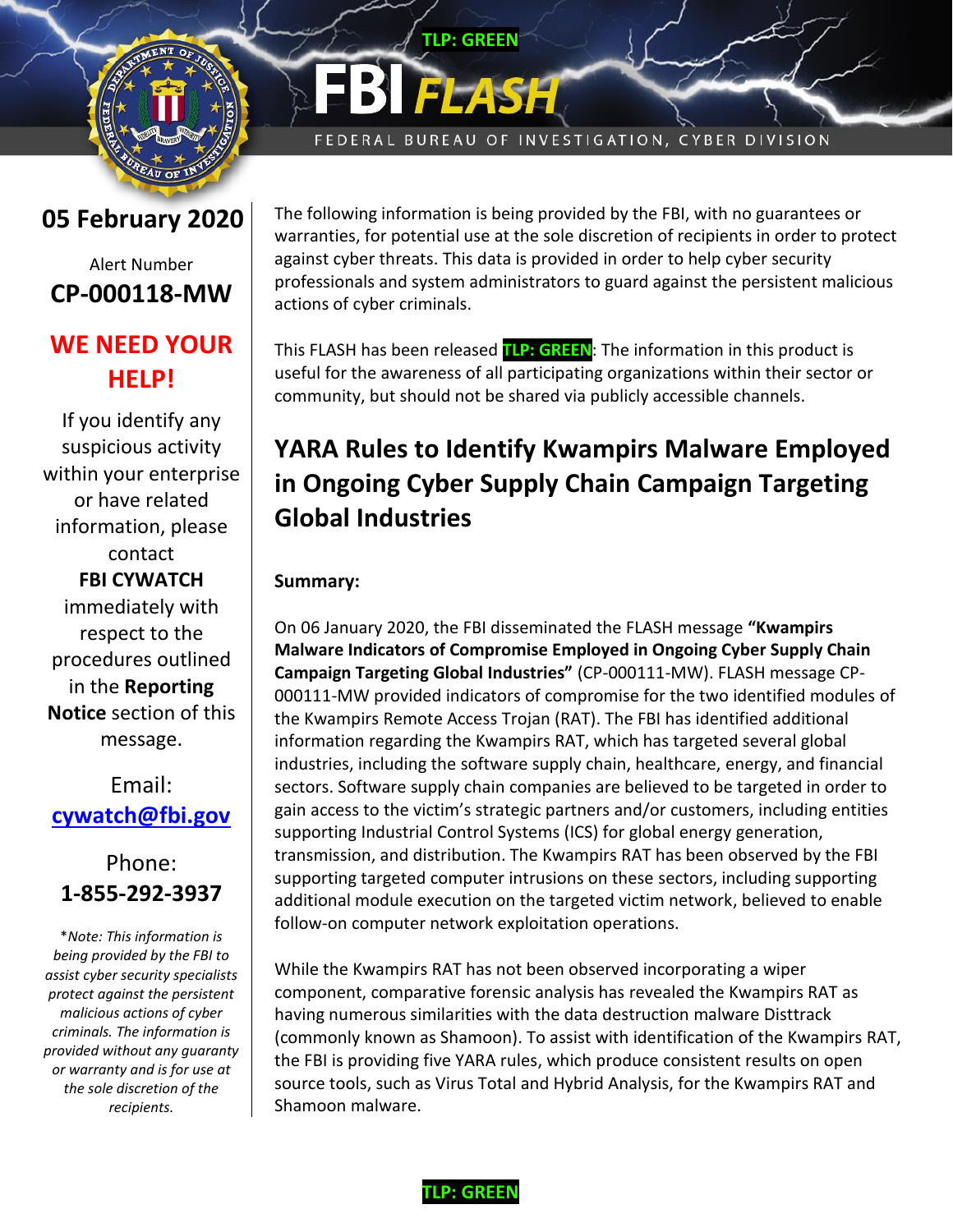TLP: GREEN

# FBI FLASH

FEDERAL BUREAU OF INVESTIGATION, CYBER DIVISION

**05 February 2020**

Alert Number

**CP-000118-MW**

**WE NEED YOUR HELP!**

If you identify any suspicious activity within your enterprise or have related information, please contact **FBI CYWATCH** immediately with respect to the procedures outlined in the **Reporting Notice** section of this message.

Email: cywatch@fbi.gov

Phone: **1-855-292-3937**

*\*Note: This information is being provided by the FBI to assist cyber security specialists protect against the persistent malicious actions of cyber criminals. The information is provided without any guaranty or warranty and is for use at the sole discretion of the recipients.*

The following information is being provided by the FBI, with no guarantees or warranties, for potential use at the sole discretion of recipients in order to protect against cyber threats. This data is provided in order to help cyber security professionals and system administrators to guard against the persistent malicious actions of cyber criminals.

This FLASH has been released **TLP: GREEN**: The information in this product is useful for the awareness of all participating organizations within their sector or community, but should not be shared via publicly accessible channels.

## YARA Rules to Identify Kwampirs Malware Employed in Ongoing Cyber Supply Chain Campaign Targeting Global Industries

**Summary:**

On 06 January 2020, the FBI disseminated the FLASH message **"Kwampirs Malware Indicators of Compromise Employed in Ongoing Cyber Supply Chain Campaign Targeting Global Industries"** (CP-000111-MW). FLASH message CP-000111-MW provided indicators of compromise for the two identified modules of the Kwampirs Remote Access Trojan (RAT). The FBI has identified additional information regarding the Kwampirs RAT, which has targeted several global industries, including the software supply chain, healthcare, energy, and financial sectors. Software supply chain companies are believed to be targeted in order to gain access to the victim's strategic partners and/or customers, including entities supporting Industrial Control Systems (ICS) for global energy generation, transmission, and distribution. The Kwampirs RAT has been observed by the FBI supporting targeted computer intrusions on these sectors, including supporting additional module execution on the targeted victim network, believed to enable follow-on computer network exploitation operations.

While the Kwampirs RAT has not been observed incorporating a wiper component, comparative forensic analysis has revealed the Kwampirs RAT as having numerous similarities with the data destruction malware Disttrack (commonly known as Shamoon). To assist with identification of the Kwampirs RAT, the FBI is providing five YARA rules, which produce consistent results on open source tools, such as Virus Total and Hybrid Analysis, for the Kwampirs RAT and Shamoon malware.

TLP: GREEN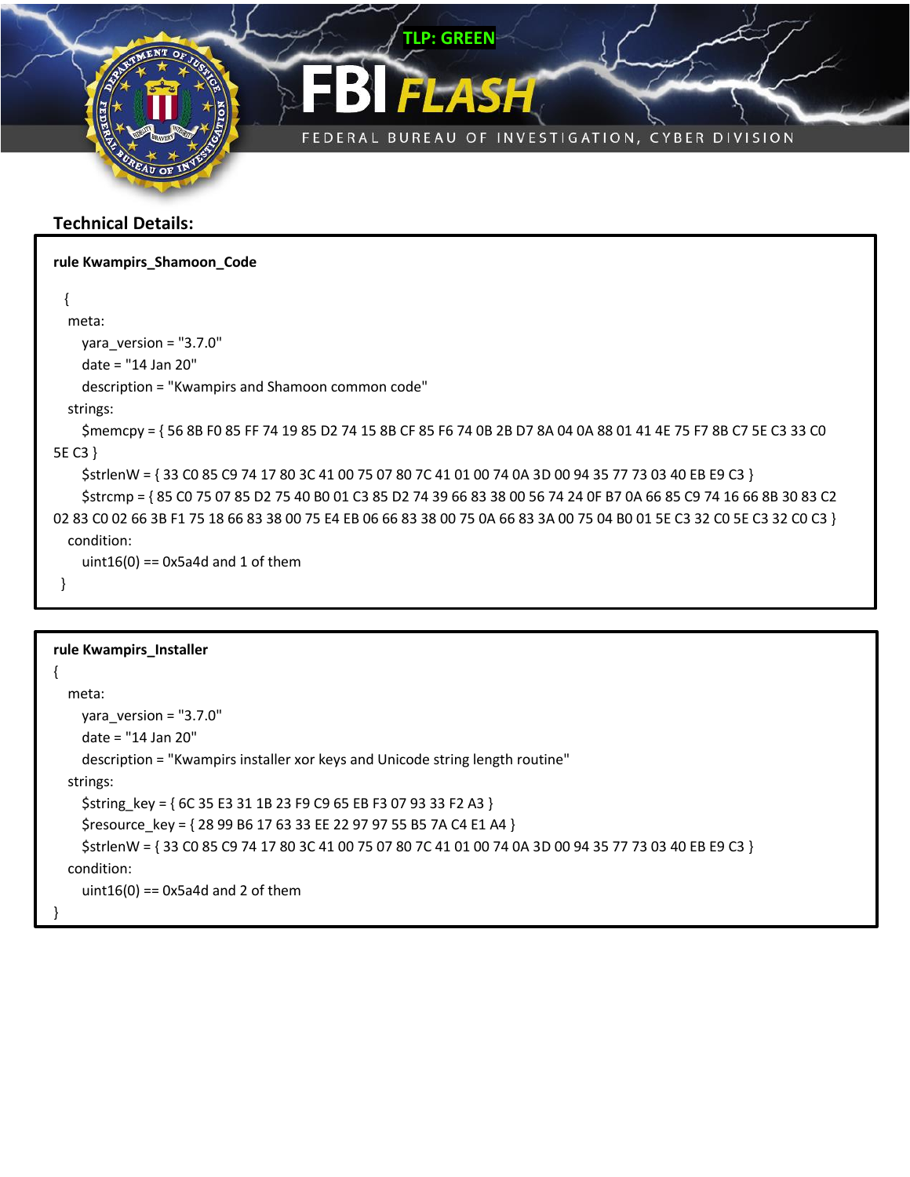## Technical Details:

```
rule Kwampirs_Shamoon_Code
  {
   meta:
      yara_version = "3.7.0"
      date = "14 Jan 20"
      description = "Kwampirs and Shamoon common code"
   strings:
      $memcpy = { 56 8B F0 85 FF 74 19 85 D2 74 15 8B CF 85 F6 74 0B 2B D7 8A 04 0A 88 01 41 4E 75 F7 8B C7 5E C3 33 C0 5E C3 }
      $strlenW = { 33 C0 85 C9 74 17 80 3C 41 00 75 07 80 7C 41 01 00 74 0A 3D 00 94 35 77 73 03 40 EB E9 C3 }
      $strcmp = { 85 C0 75 07 85 D2 75 40 B0 01 C3 85 D2 74 39 66 83 38 00 56 74 24 0F B7 0A 66 85 C9 74 16 66 8B 30 83 C2 02 83 C0 02 66 3B F1 75 18 66 83 38 00 75 E4 EB 06 66 83 38 00 75 0A 66 83 3A 00 75 04 B0 01 5E C3 32 C0 5E C3 32 C0 C3 }
   condition:
      uint16(0) == 0x5a4d and 1 of them
  }
```

```
rule Kwampirs_Installer
{
   meta:
      yara_version = "3.7.0"
      date = "14 Jan 20"
      description = "Kwampirs installer xor keys and Unicode string length routine"
   strings:
      $string_key = { 6C 35 E3 31 1B 23 F9 C9 65 EB F3 07 93 33 F2 A3 }
      $resource_key = { 28 99 B6 17 63 33 EE 22 97 97 55 B5 7A C4 E1 A4 }
      $strlenW = { 33 C0 85 C9 74 17 80 3C 41 00 75 07 80 7C 41 01 00 74 0A 3D 00 94 35 77 73 03 40 EB E9 C3 }
   condition:
      uint16(0) == 0x5a4d and 2 of them
}
```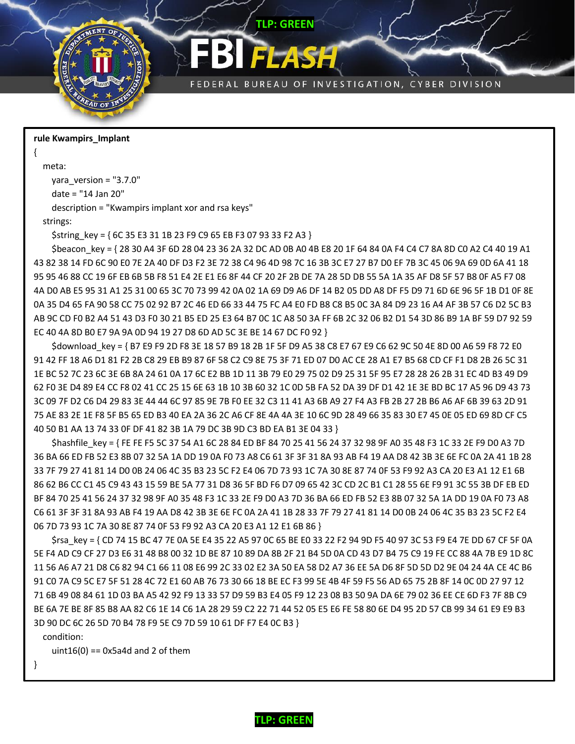```
rule Kwampirs_Implant
{
  meta:
    yara_version = "3.7.0"
    date = "14 Jan 20"
    description = "Kwampirs implant xor and rsa keys"
  strings:
    $string_key = { 6C 35 E3 31 1B 23 F9 C9 65 EB F3 07 93 33 F2 A3 }
    $beacon_key = { 28 30 A4 3F 6D 28 04 23 36 2A 32 DC AD 0B A0 4B E8 20 1F 64 84 0A F4 C4 C7 8A 8D C0 A2 C4 40 19 A1 43 82 38 14 FD 6C 90 E0 7E 2A 40 DF D3 F2 3E 72 38 C4 96 4D 98 7C 16 3B 3C E7 27 B7 D0 EF 7B 3C 45 06 9A 69 0D 6A 41 18 95 95 46 88 CC 19 6F EB 6B 5B F8 51 E4 2E E1 E6 8F 44 CF 20 2F 2B DE 7A 28 5D DB 55 5A 1A 35 AF D8 5F 57 B8 0F A5 F7 08 4A D0 AB E5 95 31 A1 25 31 00 65 3C 70 73 99 42 0A 02 1A 69 D9 A6 DF 14 B2 05 DD A8 DF F5 D9 71 6D 6E 96 5F 1B D1 0F 8E 0A 35 D4 65 FA 90 58 CC 75 02 92 B7 2C 46 ED 66 33 44 75 FC A4 E0 FD B8 C8 B5 0C 3A 84 D9 23 16 A4 AF 3B 57 C6 D2 5C B3 AB 9C CD F0 B2 A4 51 43 D3 F0 30 21 B5 ED 25 E3 64 B7 0C 1C A8 50 3A FF 6B 2C 32 06 B2 D1 54 3D 86 B9 1A BF 59 D7 92 59 EC 40 4A 8D B0 E7 9A 9A 0D 94 19 27 D8 6D AD 5C 3E BE 14 67 DC F0 92 }
    $download_key = { B7 E9 F9 2D F8 3E 18 57 B9 18 2B 1F 5F D9 A5 38 C8 E7 67 E9 C6 62 9C 50 4E 8D 00 A6 59 F8 72 E0 91 42 FF 18 A6 D1 81 F2 2B C8 29 EB B9 87 6F 58 C2 C9 8E 75 3F 71 ED 07 D0 AC CE 28 A1 E7 B5 68 CD CF F1 D8 2B 26 5C 31 1E BC 52 7C 23 6C 3E 6B 8A 24 61 0A 17 6C E2 BB 1D 11 3B 79 E0 29 75 02 D9 25 31 5F 95 E7 28 28 26 2B 31 EC 4D B3 49 D9 62 F0 3E D4 89 E4 CC F8 02 41 CC 25 15 6E 63 1B 10 3B 60 32 1C 0D 5B FA 52 DA 39 DF D1 42 1E 3E BD BC 17 A5 96 D9 43 73 3C 09 7F D2 C6 D4 29 83 3E 44 44 6C 97 85 9E 7B F0 EE 32 C3 11 41 A3 6B A9 27 F4 A3 FB 2B 27 2B B6 A6 AF 6B 39 63 2D 91 75 AE 83 2E 1E F8 5F B5 65 ED B3 40 EA 2A 36 2C A6 CF 8E 4A 4A 3E 10 6C 9D 28 49 66 35 83 30 E7 45 0E 05 ED 69 8D CF C5 40 50 B1 AA 13 74 33 0F DF 41 82 3B 1A 79 DC 3B 9D C3 BD EA B1 3E 04 33 }
    $hashfile_key = { FE FE F5 5C 37 54 A1 6C 28 84 ED BF 84 70 25 41 56 24 37 32 98 9F A0 35 48 F3 1C 33 2E F9 D0 A3 7D 36 BA 66 ED FB 52 E3 8B 07 32 5A 1A DD 19 0A F0 73 A8 C6 61 3F 3F 31 8A 93 AB F4 19 AA D8 42 3B 3E 6E FC 0A 2A 41 1B 28 33 7F 79 27 41 81 14 D0 0B 24 06 4C 35 B3 23 5C F2 E4 06 7D 73 93 1C 7A 30 8E 87 74 0F 53 F9 92 A3 CA 20 E3 A1 12 E1 6B 86 62 B6 CC C1 45 C9 43 43 15 59 BE 5A 77 31 D8 36 5F BD F6 D7 09 65 42 3C CD 2C B1 C1 28 55 6E F9 91 3C 55 3B DF EB ED BF 84 70 25 41 56 24 37 32 98 9F A0 35 48 F3 1C 33 2E F9 D0 A3 7D 36 BA 66 ED FB 52 E3 8B 07 32 5A 1A DD 19 0A F0 73 A8 C6 61 3F 3F 31 8A 93 AB F4 19 AA D8 42 3B 3E 6E FC 0A 2A 41 1B 28 33 7F 79 27 41 81 14 D0 0B 24 06 4C 35 B3 23 5C F2 E4 06 7D 73 93 1C 7A 30 8E 87 74 0F 53 F9 92 A3 CA 20 E3 A1 12 E1 6B 86 }
    $rsa_key = { CD 74 15 BC 47 7E 0A 5E E4 35 22 A5 97 0C 65 BE E0 33 22 F2 94 9D F5 40 97 3C 53 F9 E4 7E DD 67 CF 5F 0A 5E F4 AD C9 CF 27 D3 E6 31 48 B8 00 32 1D BE 87 10 89 DA 8B 2F 21 B4 5D 0A CD 43 D7 B4 75 C9 19 FE CC 88 4A 7B E9 1D 8C 11 56 A6 A7 21 D8 C6 82 94 C1 66 11 08 E6 99 2C 33 02 E2 3A 50 EA 58 D2 A7 36 EE 5A D6 8F 5D 5D D2 9E 04 24 4A CE 4C B6 91 C0 7A C9 5C E7 5F 51 28 4C 72 E1 60 AB 76 73 30 66 18 BE EC F3 99 5E 4B 4F 59 F5 56 AD 65 75 2B 8F 14 0C 0D 27 97 12 71 6B 49 08 84 61 1D 03 BA A5 42 92 F9 13 33 57 D9 59 B3 E4 05 F9 12 23 08 B3 50 9A DA 6E 79 02 36 EE CE 6D F3 7F 8B C9 BE 6A 7E BE 8F 85 B8 AA 82 C6 1E 14 C6 1A 28 29 59 C2 22 71 44 52 05 E5 E6 FE 58 80 6E D4 95 2D 57 CB 99 34 61 E9 E9 B3 3D 90 DC 6C 26 5D 70 B4 78 F9 5E C9 7D 59 10 61 DF F7 E4 0C B3 }
  condition:
    uint16(0) == 0x5a4d and 2 of them
}
```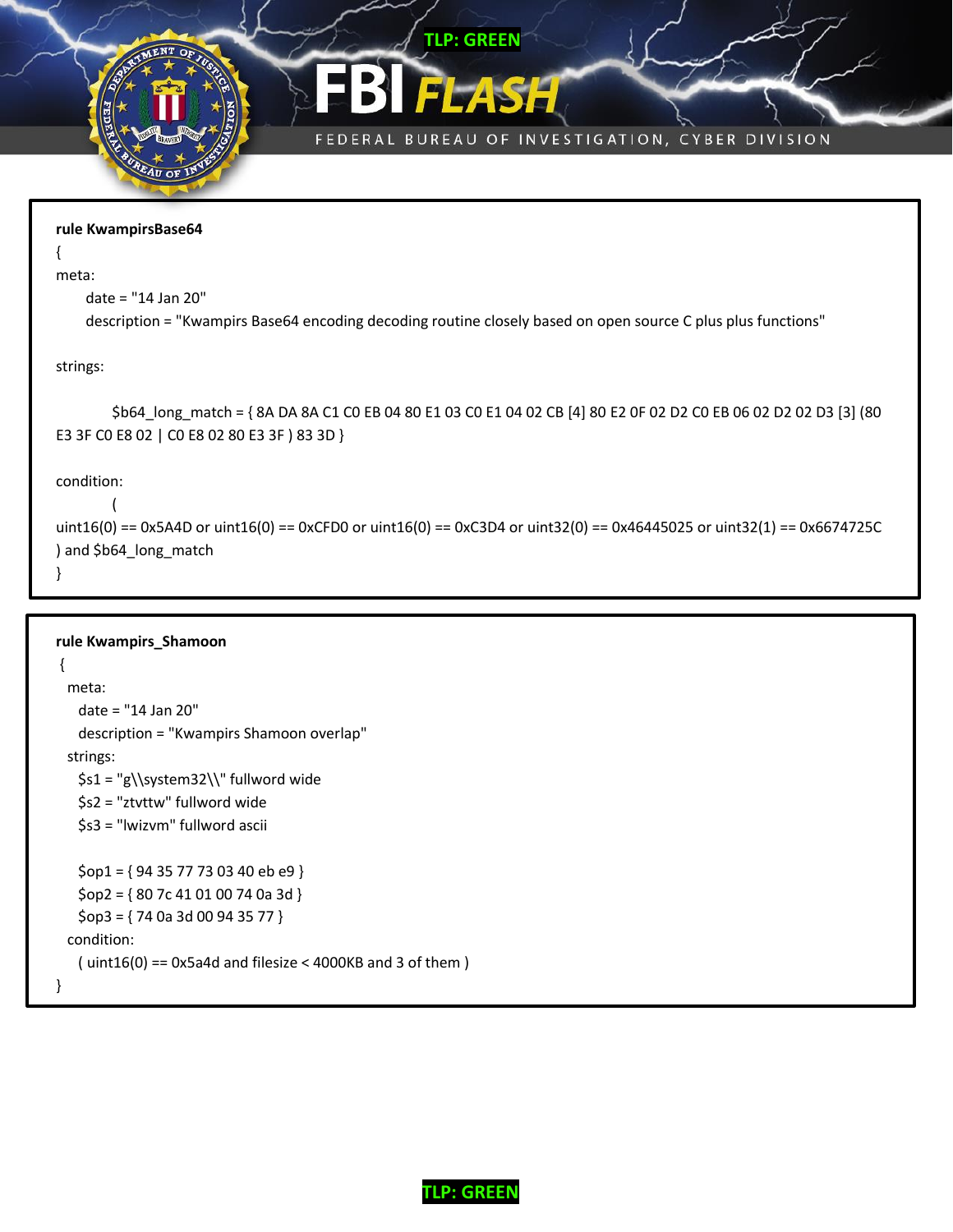```
rule KwampirsBase64
{
meta:
    date = "14 Jan 20"
    description = "Kwampirs Base64 encoding decoding routine closely based on open source C plus plus functions"

strings:

    $b64_long_match = { 8A DA 8A C1 C0 EB 04 80 E1 03 C0 E1 04 02 CB [4] 80 E2 0F 02 D2 C0 EB 06 02 D2 02 D3 [3] (80 E3 3F C0 E8 02 | C0 E8 02 80 E3 3F ) 83 3D }

condition:
    (
uint16(0) == 0x5A4D or uint16(0) == 0xCFD0 or uint16(0) == 0xC3D4 or uint32(0) == 0x46445025 or uint32(1) == 0x6674725C
) and $b64_long_match
}
```

```
rule Kwampirs_Shamoon
{
  meta:
    date = "14 Jan 20"
    description = "Kwampirs Shamoon overlap"
  strings:
    $s1 = "g\\system32\\" fullword wide
    $s2 = "ztvttw" fullword wide
    $s3 = "lwizvm" fullword ascii

    $op1 = { 94 35 77 73 03 40 eb e9 }
    $op2 = { 80 7c 41 01 00 74 0a 3d }
    $op3 = { 74 0a 3d 00 94 35 77 }
  condition:
    ( uint16(0) == 0x5a4d and filesize < 4000KB and 3 of them )
}
```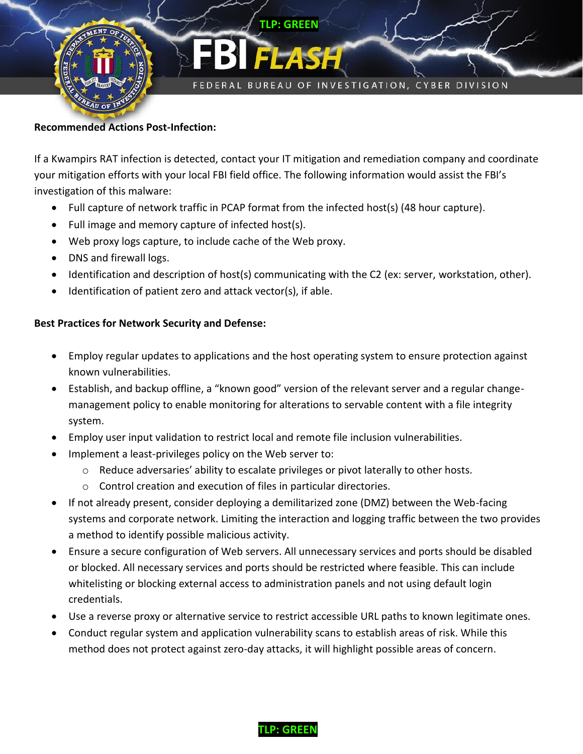**Recommended Actions Post-Infection:**

If a Kwampirs RAT infection is detected, contact your IT mitigation and remediation company and coordinate your mitigation efforts with your local FBI field office. The following information would assist the FBI's investigation of this malware:

- Full capture of network traffic in PCAP format from the infected host(s) (48 hour capture).
- Full image and memory capture of infected host(s).
- Web proxy logs capture, to include cache of the Web proxy.
- DNS and firewall logs.
- Identification and description of host(s) communicating with the C2 (ex: server, workstation, other).
- Identification of patient zero and attack vector(s), if able.

**Best Practices for Network Security and Defense:**

- Employ regular updates to applications and the host operating system to ensure protection against known vulnerabilities.
- Establish, and backup offline, a "known good" version of the relevant server and a regular change-management policy to enable monitoring for alterations to servable content with a file integrity system.
- Employ user input validation to restrict local and remote file inclusion vulnerabilities.
- Implement a least-privileges policy on the Web server to:
    - Reduce adversaries' ability to escalate privileges or pivot laterally to other hosts.
    - Control creation and execution of files in particular directories.
- If not already present, consider deploying a demilitarized zone (DMZ) between the Web-facing systems and corporate network. Limiting the interaction and logging traffic between the two provides a method to identify possible malicious activity.
- Ensure a secure configuration of Web servers. All unnecessary services and ports should be disabled or blocked. All necessary services and ports should be restricted where feasible. This can include whitelisting or blocking external access to administration panels and not using default login credentials.
- Use a reverse proxy or alternative service to restrict accessible URL paths to known legitimate ones.
- Conduct regular system and application vulnerability scans to establish areas of risk. While this method does not protect against zero-day attacks, it will highlight possible areas of concern.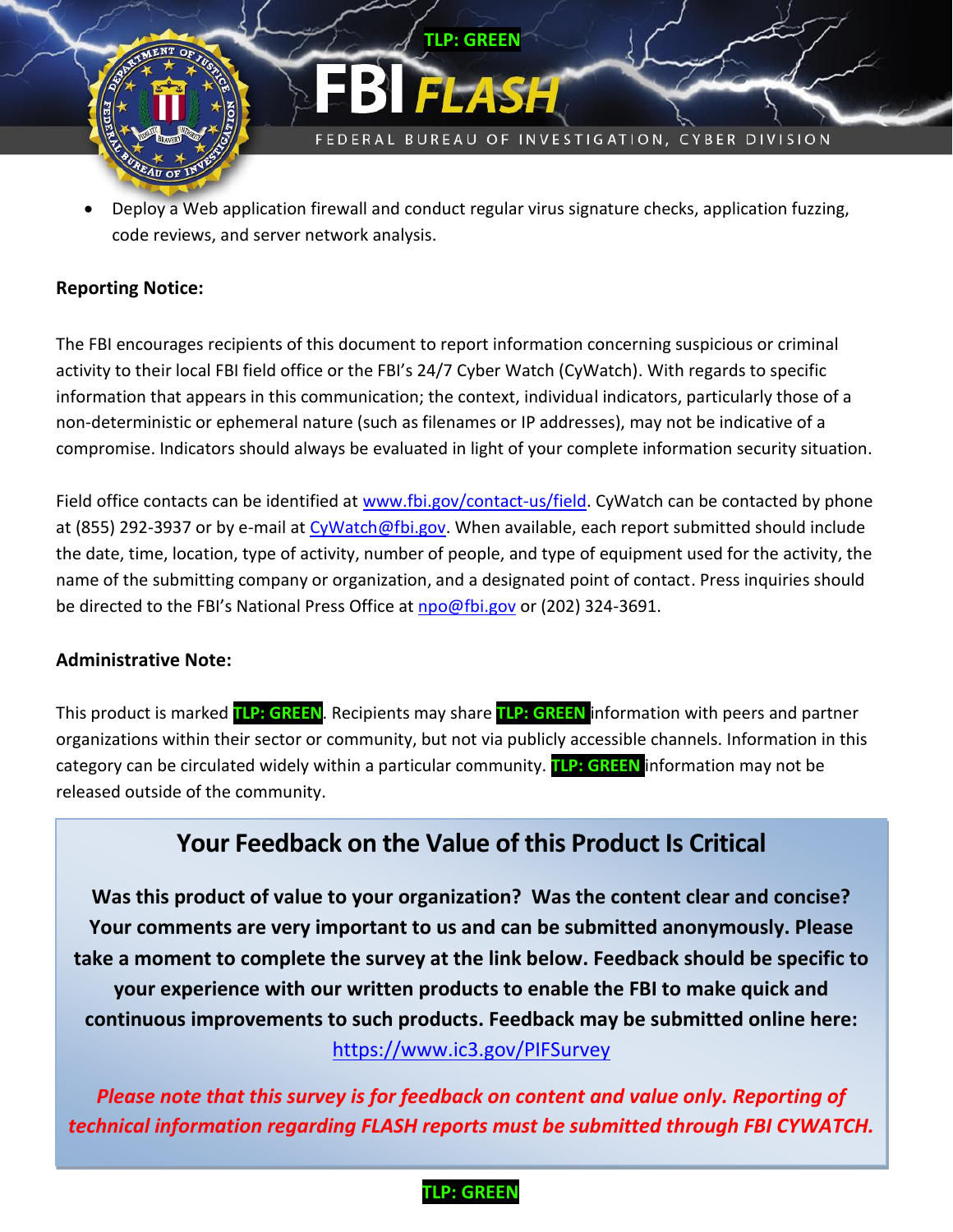- Deploy a Web application firewall and conduct regular virus signature checks, application fuzzing, code reviews, and server network analysis.

**Reporting Notice:**

The FBI encourages recipients of this document to report information concerning suspicious or criminal activity to their local FBI field office or the FBI's 24/7 Cyber Watch (CyWatch). With regards to specific information that appears in this communication; the context, individual indicators, particularly those of a non-deterministic or ephemeral nature (such as filenames or IP addresses), may not be indicative of a compromise. Indicators should always be evaluated in light of your complete information security situation.

Field office contacts can be identified at www.fbi.gov/contact-us/field. CyWatch can be contacted by phone at (855) 292-3937 or by e-mail at CyWatch@fbi.gov. When available, each report submitted should include the date, time, location, type of activity, number of people, and type of equipment used for the activity, the name of the submitting company or organization, and a designated point of contact. Press inquiries should be directed to the FBI's National Press Office at npo@fbi.gov or (202) 324-3691.

**Administrative Note:**

This product is marked **TLP: GREEN**. Recipients may share **TLP: GREEN** information with peers and partner organizations within their sector or community, but not via publicly accessible channels. Information in this category can be circulated widely within a particular community. **TLP: GREEN** information may not be released outside of the community.

## Your Feedback on the Value of this Product Is Critical

**Was this product of value to your organization? Was the content clear and concise? Your comments are very important to us and can be submitted anonymously. Please take a moment to complete the survey at the link below. Feedback should be specific to your experience with our written products to enable the FBI to make quick and continuous improvements to such products. Feedback may be submitted online here:** https://www.ic3.gov/PIFSurvey

***Please note that this survey is for feedback on content and value only. Reporting of technical information regarding FLASH reports must be submitted through FBI CYWATCH.***